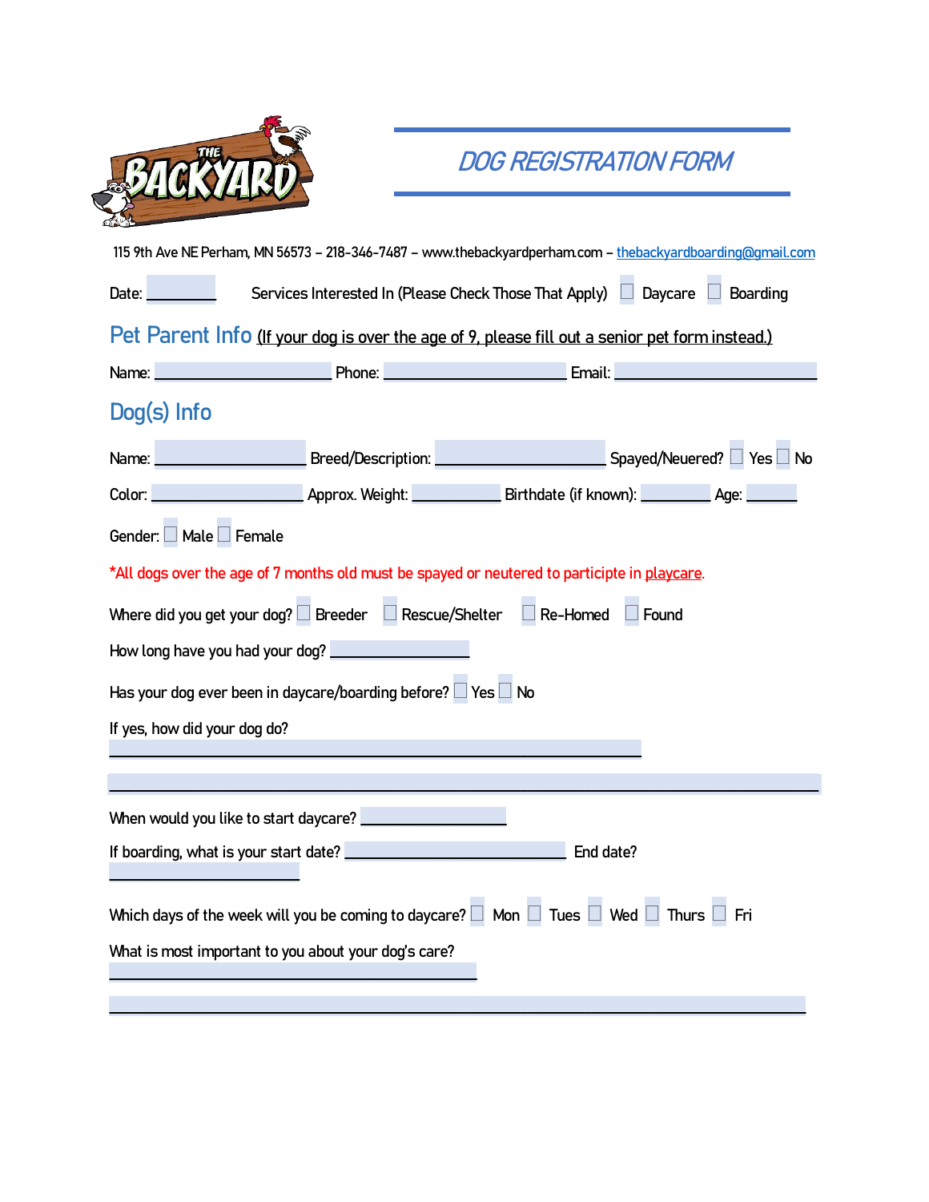# DOG REGISTRATION FORM

115 9th Ave NE Perham, MN 56573 – 218-346-7487 – www.thebackyardperham.com – thebackyardboarding@gmail.com

Date: __________ Services Interested In (Please Check Those That Apply) ☐ Daycare ☐ Boarding

## Pet Parent Info (If your dog is over the age of 9, please fill out a senior pet form instead.)

Name: ____________________ Phone: ____________________ Email: ____________________

## Dog(s) Info

Name: ____________________ Breed/Description: ____________________ Spayed/Neuered? ☐ Yes ☐ No

Color: ____________________ Approx. Weight: __________ Birthdate (if known): __________ Age: ______

Gender: ☐ Male ☐ Female

*All dogs over the age of 7 months old must be spayed or neutered to participte in playcare.

Where did you get your dog? ☐ Breeder ☐ Rescue/Shelter ☐ Re-Homed ☐ Found

How long have you had your dog? ______________

Has your dog ever been in daycare/boarding before? ☐ Yes ☐ No

If yes, how did your dog do?

______________________________________________________________

______________________________________________________________

When would you like to start daycare? ______________

If boarding, what is your start date? ____________________ End date?

______________

Which days of the week will you be coming to daycare? ☐ Mon ☐ Tues ☐ Wed ☐ Thurs ☐ Fri

What is most important to you about your dog's care?

______________________________________________________________

______________________________________________________________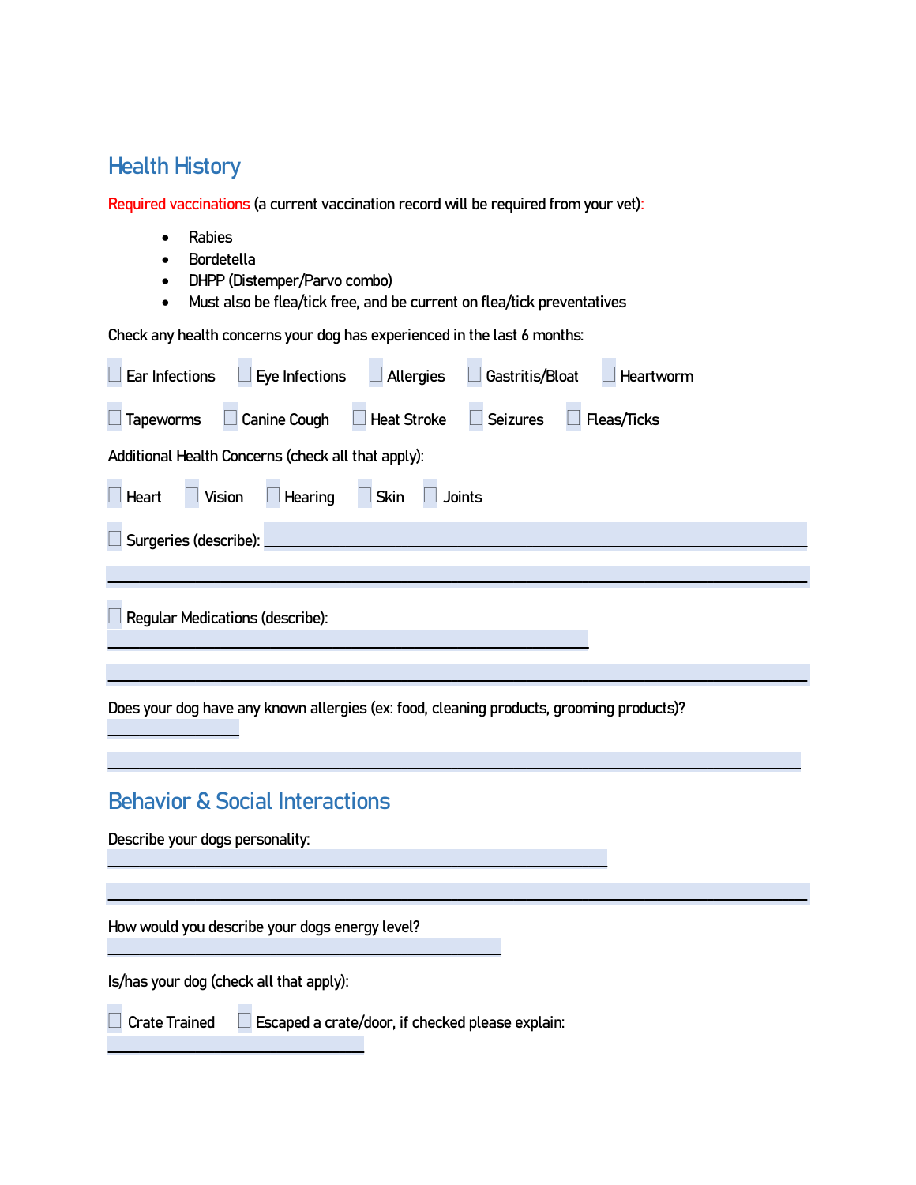## Health History

Required vaccinations (a current vaccination record will be required from your vet):

- Rabies
- Bordetella
- DHPP (Distemper/Parvo combo)
- Must also be flea/tick free, and be current on flea/tick preventatives

Check any health concerns your dog has experienced in the last 6 months:

☐ Ear Infections ☐ Eye Infections ☐ Allergies ☐ Gastritis/Bloat ☐ Heartworm

☐ Tapeworms ☐ Canine Cough ☐ Heat Stroke ☐ Seizures ☐ Fleas/Ticks

Additional Health Concerns (check all that apply):

☐ Heart ☐ Vision ☐ Hearing ☐ Skin ☐ Joints

☐ Surgeries (describe): ______________________________________________

________________________________________________________________

☐ Regular Medications (describe):

________________________________________________

________________________________________________________________

Does your dog have any known allergies (ex: food, cleaning products, grooming products)?
____________

________________________________________________________________

## Behavior & Social Interactions

Describe your dogs personality:
________________________________________________

________________________________________________________________

How would you describe your dogs energy level?
______________________________________

Is/has your dog (check all that apply):

☐ Crate Trained ☐ Escaped a crate/door, if checked please explain:
________________________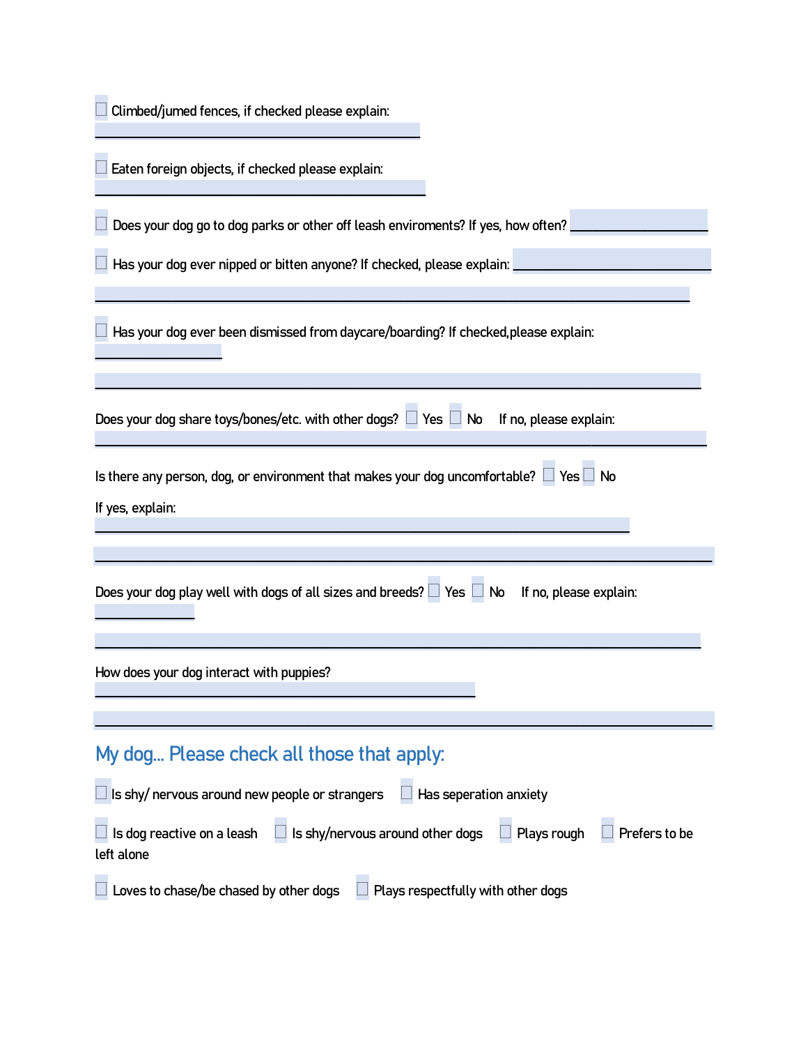☐ Climbed/jumed fences, if checked please explain:
_______________________________________________

☐ Eaten foreign objects, if checked please explain:
_______________________________________________

☐ Does your dog go to dog parks or other off leash enviroments? If yes, how often? ____________________

☐ Has your dog ever nipped or bitten anyone? If checked, please explain: ____________________________
_____________________________________________________________________________________

☐ Has your dog ever been dismissed from daycare/boarding? If checked,please explain:
__________________
_____________________________________________________________________________________

Does your dog share toys/bones/etc. with other dogs? ☐ Yes ☐ No If no, please explain:
_____________________________________________________________________________________

Is there any person, dog, or environment that makes your dog uncomfortable? ☐ Yes ☐ No

If yes, explain:
_____________________________________________________________________________
_____________________________________________________________________________________

Does your dog play well with dogs of all sizes and breeds? ☐ Yes ☐ No If no, please explain:
______________
_____________________________________________________________________________________

How does your dog interact with puppies?
_______________________________________________________
_____________________________________________________________________________________

## My dog... Please check all those that apply:

☐ Is shy/ nervous around new people or strangers ☐ Has seperation anxiety

☐ Is dog reactive on a leash ☐ Is shy/nervous around other dogs ☐ Plays rough ☐ Prefers to be left alone

☐ Loves to chase/be chased by other dogs ☐ Plays respectfully with other dogs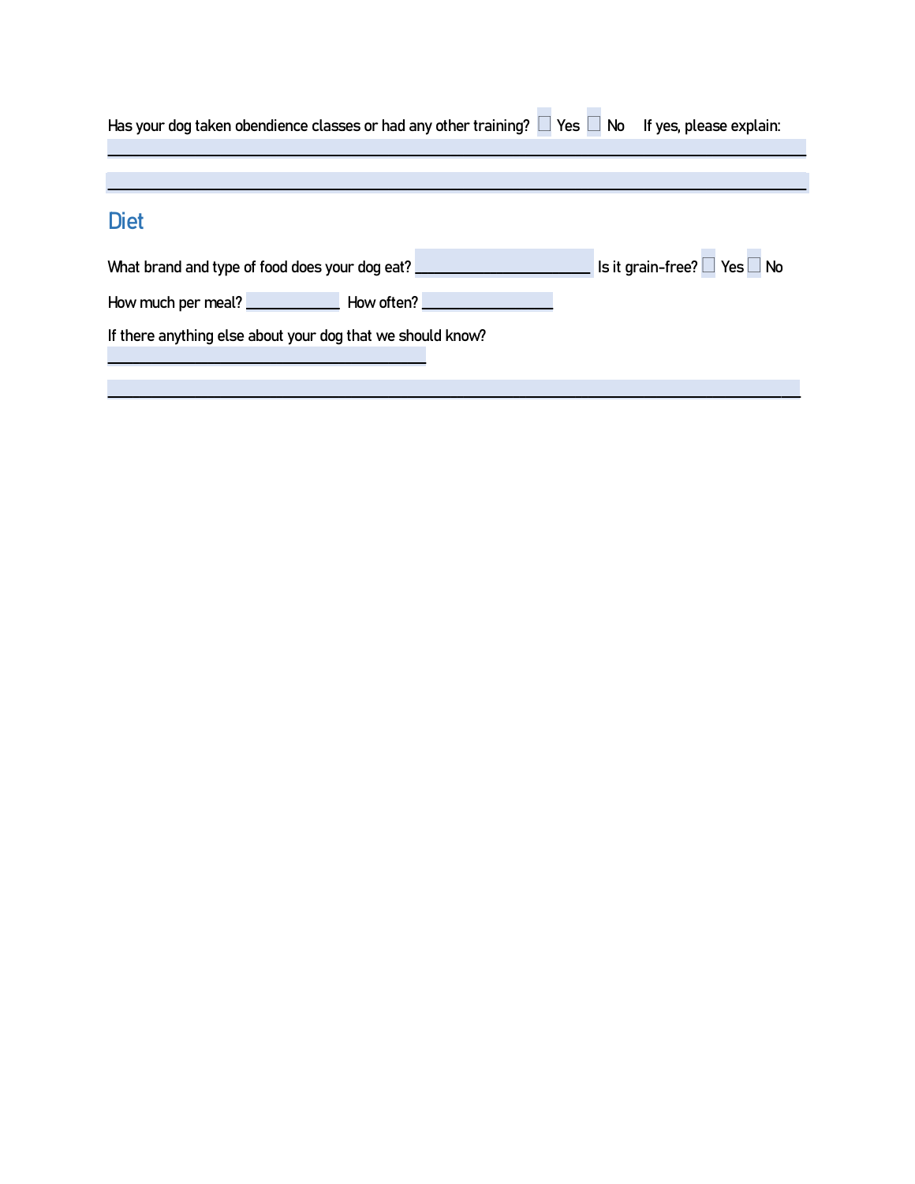Has your dog taken obendience classes or had any other training? ☐ Yes ☐ No If yes, please explain: ______________________________________________________________________________

______________________________________________________________________________

## Diet

What brand and type of food does your dog eat? ______________________ Is it grain-free? ☐ Yes ☐ No

How much per meal? ____________ How often? ________________

If there anything else about your dog that we should know? ________________________________________

______________________________________________________________________________